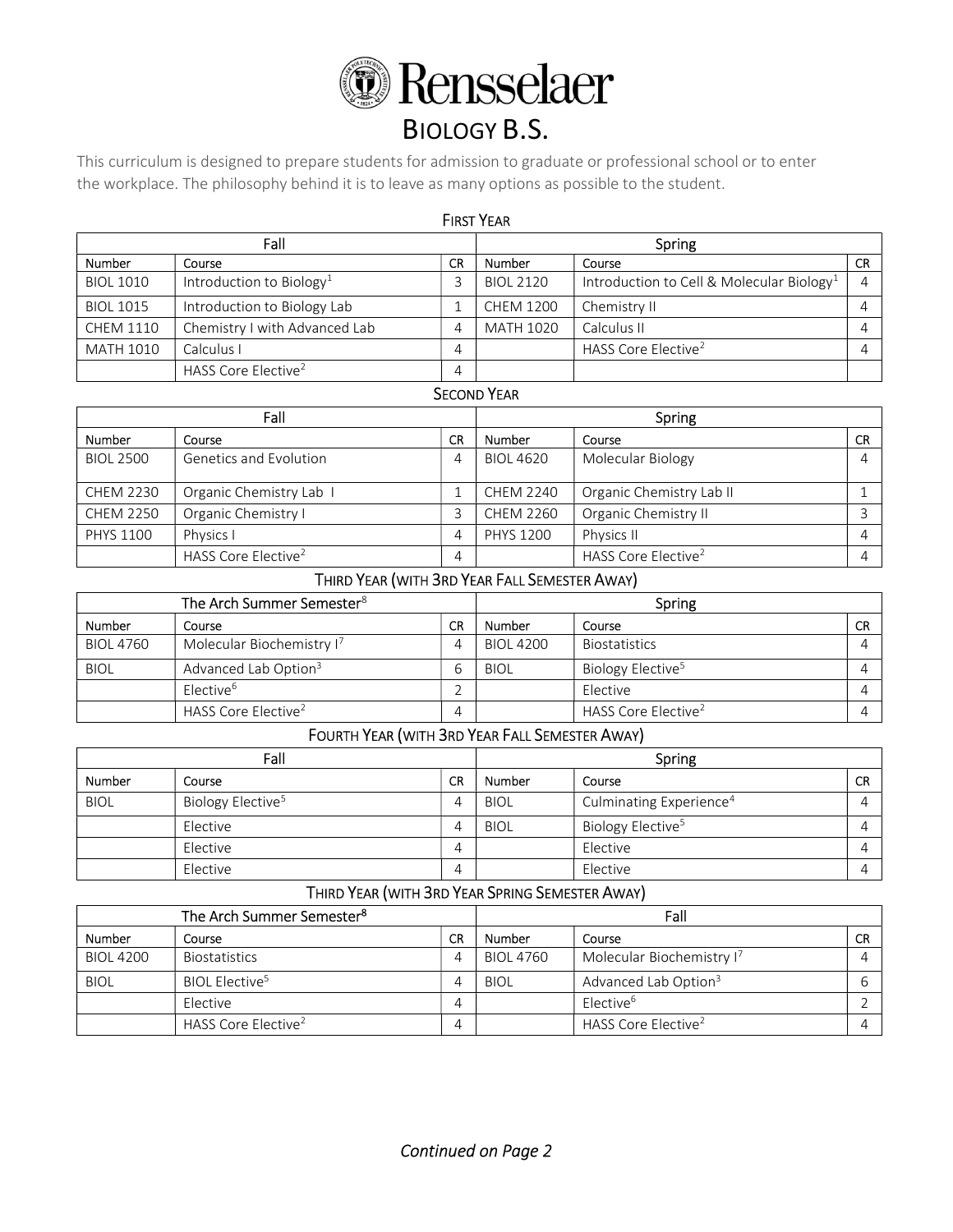# Rensselaer

# BIOLOGY B.S.

This curriculum is designed to prepare students for admission to graduate or professional school or to enter the workplace. The philosophy behind it is to leave as many options as possible to the student.

## FIRST YEAR

| Fall | | | Spring | | |
|---|---|---|---|---|---|
| Number | Course | CR | Number | Course | CR |
| BIOL 1010 | Introduction to Biology[1] | 3 | BIOL 2120 | Introduction to Cell & Molecular Biology[1] | 4 |
| BIOL 1015 | Introduction to Biology Lab | 1 | CHEM 1200 | Chemistry II | 4 |
| CHEM 1110 | Chemistry I with Advanced Lab | 4 | MATH 1020 | Calculus II | 4 |
| MATH 1010 | Calculus I | 4 | | HASS Core Elective[2] | 4 |
| | HASS Core Elective[2] | 4 | | | |

## SECOND YEAR

| Fall | | | Spring | | |
|---|---|---|---|---|---|
| Number | Course | CR | Number | Course | CR |
| BIOL 2500 | Genetics and Evolution | 4 | BIOL 4620 | Molecular Biology | 4 |
| CHEM 2230 | Organic Chemistry Lab I | 1 | CHEM 2240 | Organic Chemistry Lab II | 1 |
| CHEM 2250 | Organic Chemistry I | 3 | CHEM 2260 | Organic Chemistry II | 3 |
| PHYS 1100 | Physics I | 4 | PHYS 1200 | Physics II | 4 |
| | HASS Core Elective[2] | 4 | | HASS Core Elective[2] | 4 |

## THIRD YEAR (WITH 3RD YEAR FALL SEMESTER AWAY)

| The Arch Summer Semester[8] | | | Spring | | |
|---|---|---|---|---|---|
| Number | Course | CR | Number | Course | CR |
| BIOL 4760 | Molecular Biochemistry I[7] | 4 | BIOL 4200 | Biostatistics | 4 |
| BIOL | Advanced Lab Option[3] | 6 | BIOL | Biology Elective[5] | 4 |
| | Elective[6] | 2 | | Elective | 4 |
| | HASS Core Elective[2] | 4 | | HASS Core Elective[2] | 4 |

## FOURTH YEAR (WITH 3RD YEAR FALL SEMESTER AWAY)

| Fall | | | Spring | | |
|---|---|---|---|---|---|
| Number | Course | CR | Number | Course | CR |
| BIOL | Biology Elective[5] | 4 | BIOL | Culminating Experience[4] | 4 |
| | Elective | 4 | BIOL | Biology Elective[5] | 4 |
| | Elective | 4 | | Elective | 4 |
| | Elective | 4 | | Elective | 4 |

## THIRD YEAR (WITH 3RD YEAR SPRING SEMESTER AWAY)

| The Arch Summer Semester[8] | | | Fall | | |
|---|---|---|---|---|---|
| Number | Course | CR | Number | Course | CR |
| BIOL 4200 | Biostatistics | 4 | BIOL 4760 | Molecular Biochemistry I[7] | 4 |
| BIOL | BIOL Elective[5] | 4 | BIOL | Advanced Lab Option[3] | 6 |
| | Elective | 4 | | Elective[6] | 2 |
| | HASS Core Elective[2] | 4 | | HASS Core Elective[2] | 4 |

*Continued on Page 2*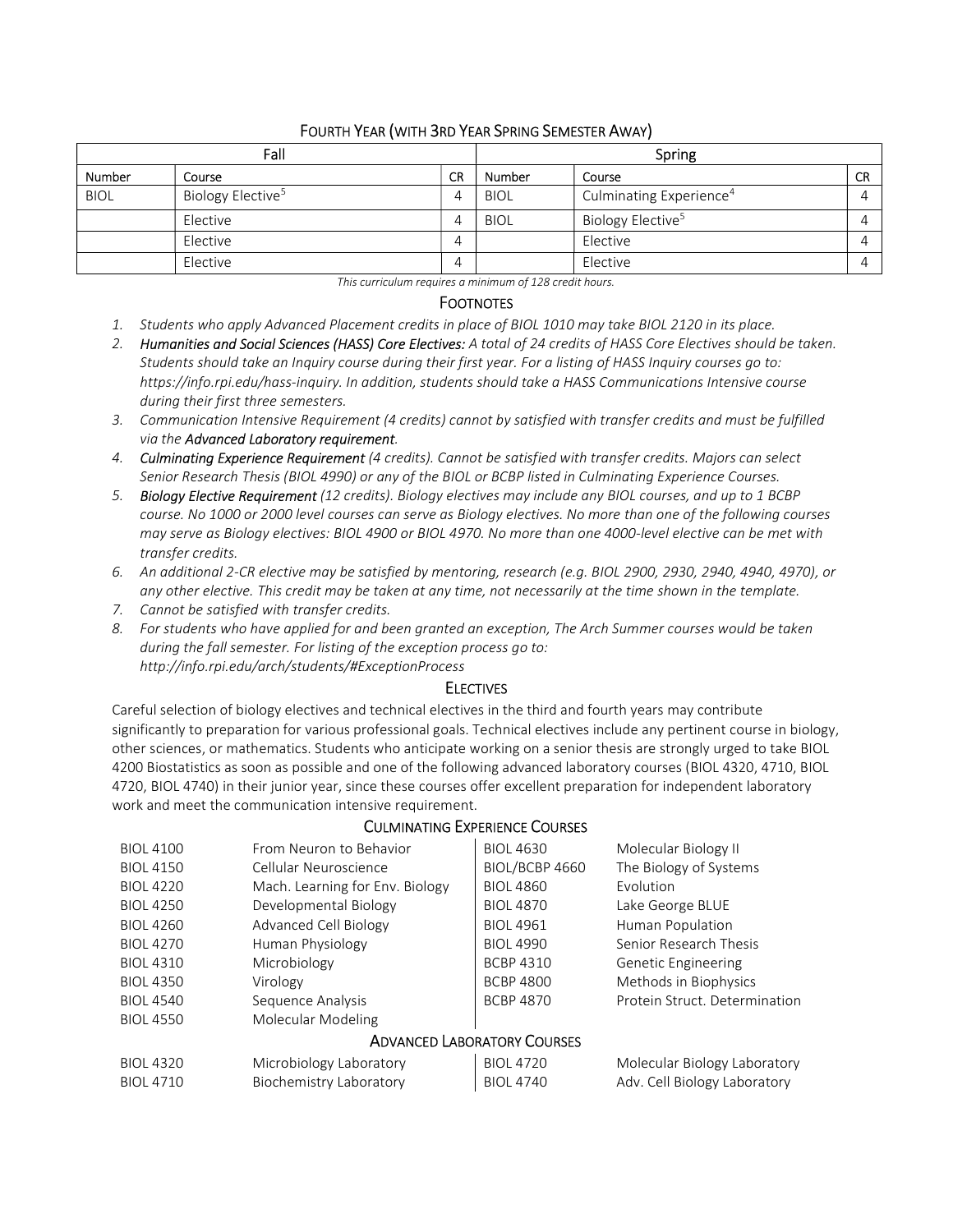## Fourth Year (with 3rd Year Spring Semester Away)

| Fall | | | Spring | | |
|---|---|---|---|---|---|
| Number | Course | CR | Number | Course | CR |
| BIOL | Biology Elective[5] | 4 | BIOL | Culminating Experience[4] | 4 |
| | Elective | 4 | BIOL | Biology Elective[5] | 4 |
| | Elective | 4 | | Elective | 4 |
| | Elective | 4 | | Elective | 4 |

*This curriculum requires a minimum of 128 credit hours.*

### Footnotes

1. *Students who apply Advanced Placement credits in place of BIOL 1010 may take BIOL 2120 in its place.*
2. ***Humanities and Social Sciences (HASS) Core Electives:** A total of 24 credits of HASS Core Electives should be taken. Students should take an Inquiry course during their first year. For a listing of HASS Inquiry courses go to: https://info.rpi.edu/hass-inquiry. In addition, students should take a HASS Communications Intensive course during their first three semesters.*
3. *Communication Intensive Requirement (4 credits) cannot by satisfied with transfer credits and must be fulfilled via the **Advanced Laboratory requirement**.*
4. ***Culminating Experience Requirement** (4 credits). Cannot be satisfied with transfer credits. Majors can select Senior Research Thesis (BIOL 4990) or any of the BIOL or BCBP listed in Culminating Experience Courses.*
5. ***Biology Elective Requirement** (12 credits). Biology electives may include any BIOL courses, and up to 1 BCBP course. No 1000 or 2000 level courses can serve as Biology electives. No more than one of the following courses may serve as Biology electives: BIOL 4900 or BIOL 4970. No more than one 4000-level elective can be met with transfer credits.*
6. *An additional 2-CR elective may be satisfied by mentoring, research (e.g. BIOL 2900, 2930, 2940, 4940, 4970), or any other elective. This credit may be taken at any time, not necessarily at the time shown in the template.*
7. *Cannot be satisfied with transfer credits.*
8. *For students who have applied for and been granted an exception, The Arch Summer courses would be taken during the fall semester. For listing of the exception process go to: http://info.rpi.edu/arch/students/#ExceptionProcess*

### Electives

Careful selection of biology electives and technical electives in the third and fourth years may contribute significantly to preparation for various professional goals. Technical electives include any pertinent course in biology, other sciences, or mathematics. Students who anticipate working on a senior thesis are strongly urged to take BIOL 4200 Biostatistics as soon as possible and one of the following advanced laboratory courses (BIOL 4320, 4710, BIOL 4720, BIOL 4740) in their junior year, since these courses offer excellent preparation for independent laboratory work and meet the communication intensive requirement.

### Culminating Experience Courses

| | | | |
|---|---|---|---|
| BIOL 4100 | From Neuron to Behavior | BIOL 4630 | Molecular Biology II |
| BIOL 4150 | Cellular Neuroscience | BIOL/BCBP 4660 | The Biology of Systems |
| BIOL 4220 | Mach. Learning for Env. Biology | BIOL 4860 | Evolution |
| BIOL 4250 | Developmental Biology | BIOL 4870 | Lake George BLUE |
| BIOL 4260 | Advanced Cell Biology | BIOL 4961 | Human Population |
| BIOL 4270 | Human Physiology | BIOL 4990 | Senior Research Thesis |
| BIOL 4310 | Microbiology | BCBP 4310 | Genetic Engineering |
| BIOL 4350 | Virology | BCBP 4800 | Methods in Biophysics |
| BIOL 4540 | Sequence Analysis | BCBP 4870 | Protein Struct. Determination |
| BIOL 4550 | Molecular Modeling | | |

### Advanced Laboratory Courses

| | | | |
|---|---|---|---|
| BIOL 4320 | Microbiology Laboratory | BIOL 4720 | Molecular Biology Laboratory |
| BIOL 4710 | Biochemistry Laboratory | BIOL 4740 | Adv. Cell Biology Laboratory |